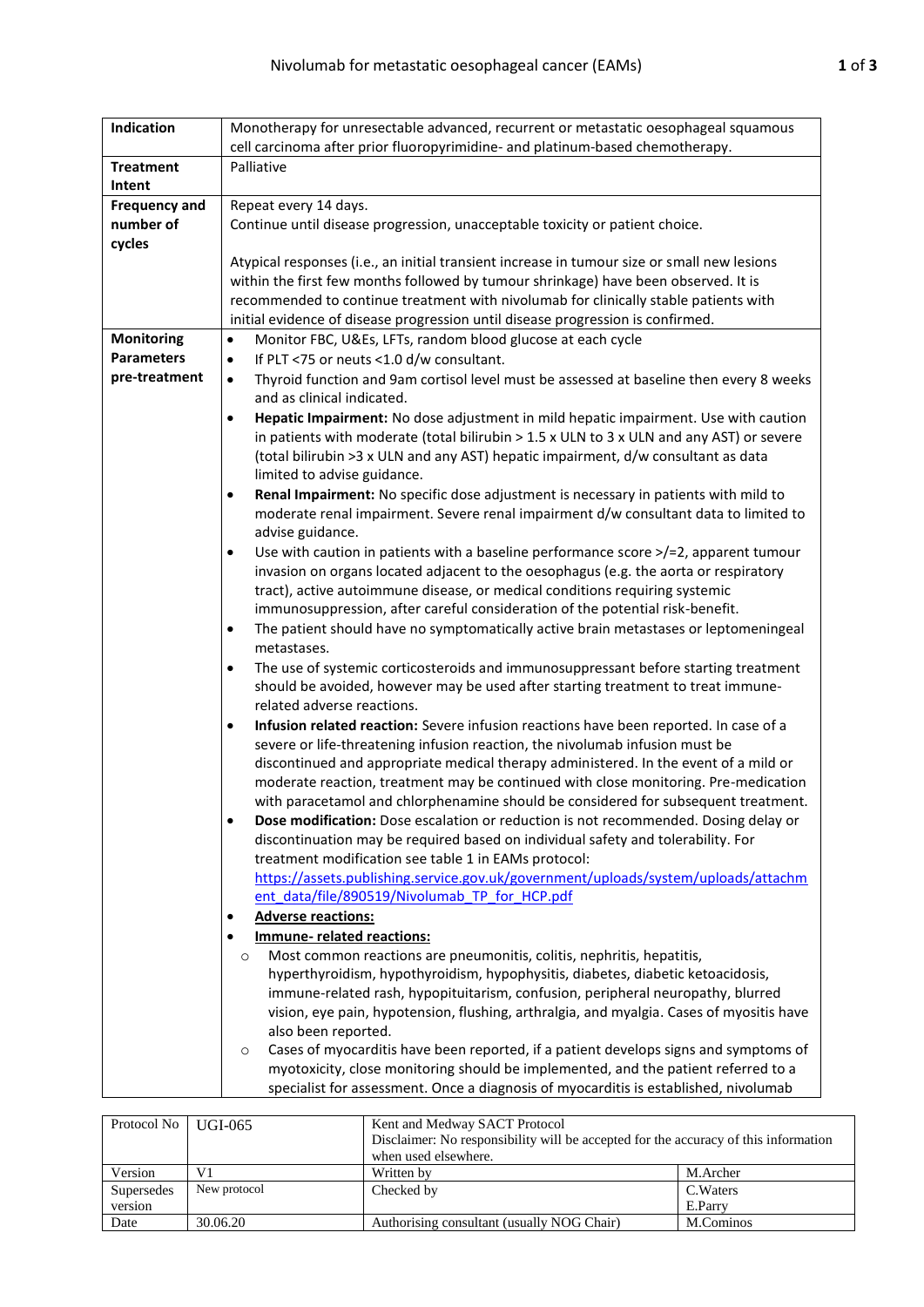# Nivolumab for metastatic oesophageal cancer (EAMs)

| | |
|---|---|
| **Indication** | Monotherapy for unresectable advanced, recurrent or metastatic oesophageal squamous cell carcinoma after prior fluoropyrimidine- and platinum-based chemotherapy. |
| **Treatment Intent** | Palliative |
| **Frequency and number of cycles** | Repeat every 14 days.<br>Continue until disease progression, unacceptable toxicity or patient choice.<br><br>Atypical responses (i.e., an initial transient increase in tumour size or small new lesions within the first few months followed by tumour shrinkage) have been observed. It is recommended to continue treatment with nivolumab for clinically stable patients with initial evidence of disease progression until disease progression is confirmed. |
| **Monitoring Parameters pre-treatment** | • Monitor FBC, U&Es, LFTs, random blood glucose at each cycle<br>• If PLT <75 or neuts <1.0 d/w consultant.<br>• Thyroid function and 9am cortisol level must be assessed at baseline then every 8 weeks and as clinical indicated.<br>• **Hepatic Impairment:** No dose adjustment in mild hepatic impairment. Use with caution in patients with moderate (total bilirubin > 1.5 x ULN to 3 x ULN and any AST) or severe (total bilirubin >3 x ULN and any AST) hepatic impairment, d/w consultant as data limited to advise guidance.<br>• **Renal Impairment:** No specific dose adjustment is necessary in patients with mild to moderate renal impairment. Severe renal impairment d/w consultant data to limited to advise guidance.<br>• Use with caution in patients with a baseline performance score >/=2, apparent tumour invasion on organs located adjacent to the oesophagus (e.g. the aorta or respiratory tract), active autoimmune disease, or medical conditions requiring systemic immunosuppression, after careful consideration of the potential risk-benefit.<br>• The patient should have no symptomatically active brain metastases or leptomeningeal metastases.<br>• The use of systemic corticosteroids and immunosuppressant before starting treatment should be avoided, however may be used after starting treatment to treat immune-related adverse reactions.<br>• **Infusion related reaction:** Severe infusion reactions have been reported. In case of a severe or life-threatening infusion reaction, the nivolumab infusion must be discontinued and appropriate medical therapy administered. In the event of a mild or moderate reaction, treatment may be continued with close monitoring. Pre-medication with paracetamol and chlorphenamine should be considered for subsequent treatment.<br>• **Dose modification:** Dose escalation or reduction is not recommended. Dosing delay or discontinuation may be required based on individual safety and tolerability. For treatment modification see table 1 in EAMs protocol: https://assets.publishing.service.gov.uk/government/uploads/system/uploads/attachment_data/file/890519/Nivolumab_TP_for_HCP.pdf<br>• **Adverse reactions:**<br>• **Immune- related reactions:**<br>  ○ Most common reactions are pneumonitis, colitis, nephritis, hepatitis, hyperthyroidism, hypothyroidism, hypophysitis, diabetes, diabetic ketoacidosis, immune-related rash, hypopituitarism, confusion, peripheral neuropathy, blurred vision, eye pain, hypotension, flushing, arthralgia, and myalgia. Cases of myositis have also been reported.<br>  ○ Cases of myocarditis have been reported, if a patient develops signs and symptoms of myotoxicity, close monitoring should be implemented, and the patient referred to a specialist for assessment. Once a diagnosis of myocarditis is established, nivolumab |

| Protocol No | UGI-065 | Kent and Medway SACT Protocol<br>Disclaimer: No responsibility will be accepted for the accuracy of this information when used elsewhere. | |
|---|---|---|---|
| Version | V1 | Written by | M.Archer |
| Supersedes version | New protocol | Checked by | C.Waters<br>E.Parry |
| Date | 30.06.20 | Authorising consultant (usually NOG Chair) | M.Cominos |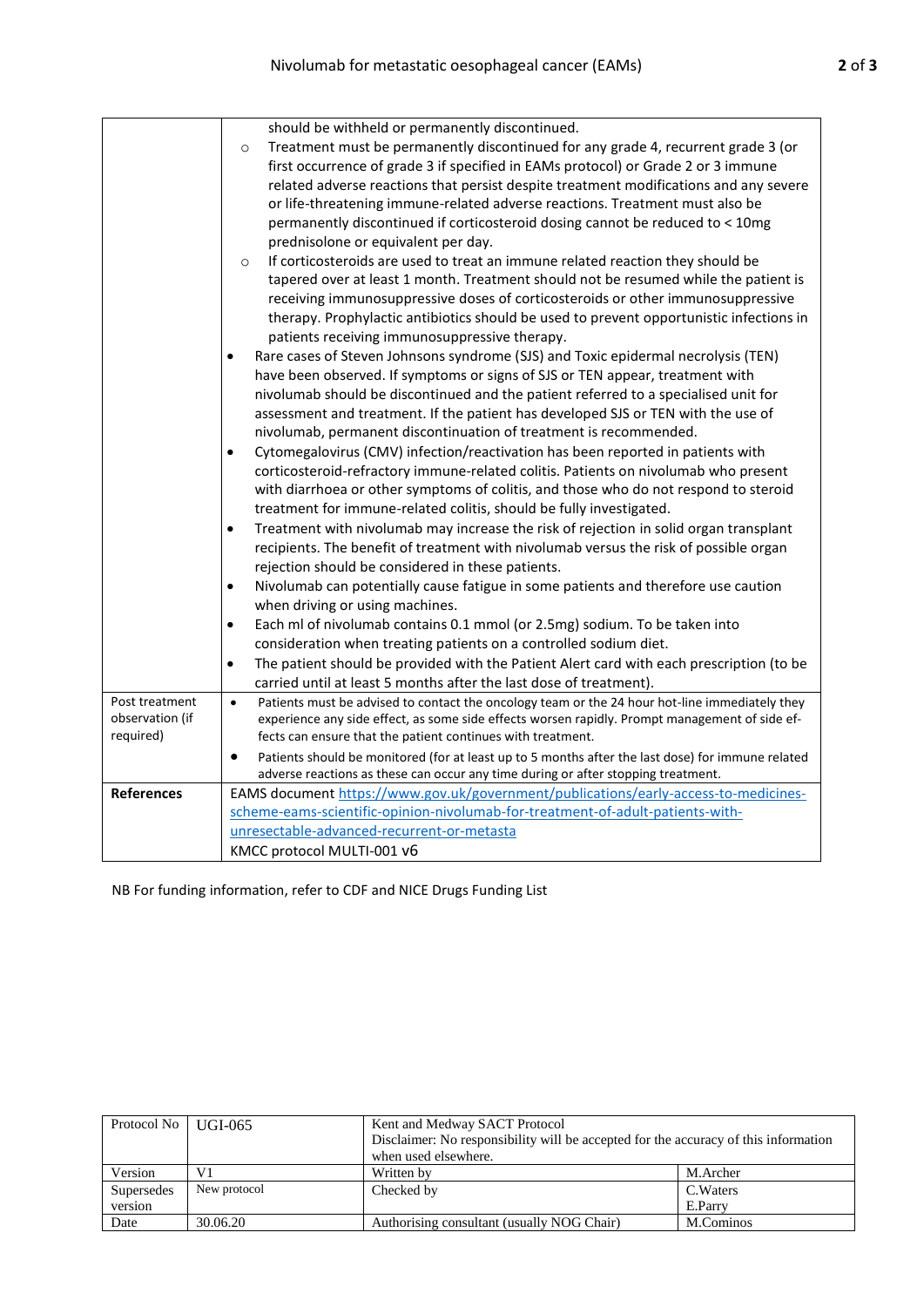| | |
|---|---|
| | should be withheld or permanently discontinued.<br>◦ Treatment must be permanently discontinued for any grade 4, recurrent grade 3 (or first occurrence of grade 3 if specified in EAMs protocol) or Grade 2 or 3 immune related adverse reactions that persist despite treatment modifications and any severe or life-threatening immune-related adverse reactions. Treatment must also be permanently discontinued if corticosteroid dosing cannot be reduced to < 10mg prednisolone or equivalent per day.<br>◦ If corticosteroids are used to treat an immune related reaction they should be tapered over at least 1 month. Treatment should not be resumed while the patient is receiving immunosuppressive doses of corticosteroids or other immunosuppressive therapy. Prophylactic antibiotics should be used to prevent opportunistic infections in patients receiving immunosuppressive therapy.<br>• Rare cases of Steven Johnsons syndrome (SJS) and Toxic epidermal necrolysis (TEN) have been observed. If symptoms or signs of SJS or TEN appear, treatment with nivolumab should be discontinued and the patient referred to a specialised unit for assessment and treatment. If the patient has developed SJS or TEN with the use of nivolumab, permanent discontinuation of treatment is recommended.<br>• Cytomegalovirus (CMV) infection/reactivation has been reported in patients with corticosteroid-refractory immune-related colitis. Patients on nivolumab who present with diarrhoea or other symptoms of colitis, and those who do not respond to steroid treatment for immune-related colitis, should be fully investigated.<br>• Treatment with nivolumab may increase the risk of rejection in solid organ transplant recipients. The benefit of treatment with nivolumab versus the risk of possible organ rejection should be considered in these patients.<br>• Nivolumab can potentially cause fatigue in some patients and therefore use caution when driving or using machines.<br>• Each ml of nivolumab contains 0.1 mmol (or 2.5mg) sodium. To be taken into consideration when treating patients on a controlled sodium diet.<br>• The patient should be provided with the Patient Alert card with each prescription (to be carried until at least 5 months after the last dose of treatment). |
| Post treatment observation (if required) | • Patients must be advised to contact the oncology team or the 24 hour hot-line immediately they experience any side effect, as some side effects worsen rapidly. Prompt management of side effects can ensure that the patient continues with treatment.<br>• Patients should be monitored (for at least up to 5 months after the last dose) for immune related adverse reactions as these can occur any time during or after stopping treatment. |
| **References** | EAMS document https://www.gov.uk/government/publications/early-access-to-medicines-scheme-eams-scientific-opinion-nivolumab-for-treatment-of-adult-patients-with-unresectable-advanced-recurrent-or-metasta<br>KMCC protocol MULTI-001 v6 |

NB For funding information, refer to CDF and NICE Drugs Funding List

| Protocol No | UGI-065 | Kent and Medway SACT Protocol<br>Disclaimer: No responsibility will be accepted for the accuracy of this information when used elsewhere. | |
|---|---|---|---|
| Version | V1 | Written by | M.Archer |
| Supersedes version | New protocol | Checked by | C.Waters<br>E.Parry |
| Date | 30.06.20 | Authorising consultant (usually NOG Chair) | M.Cominos |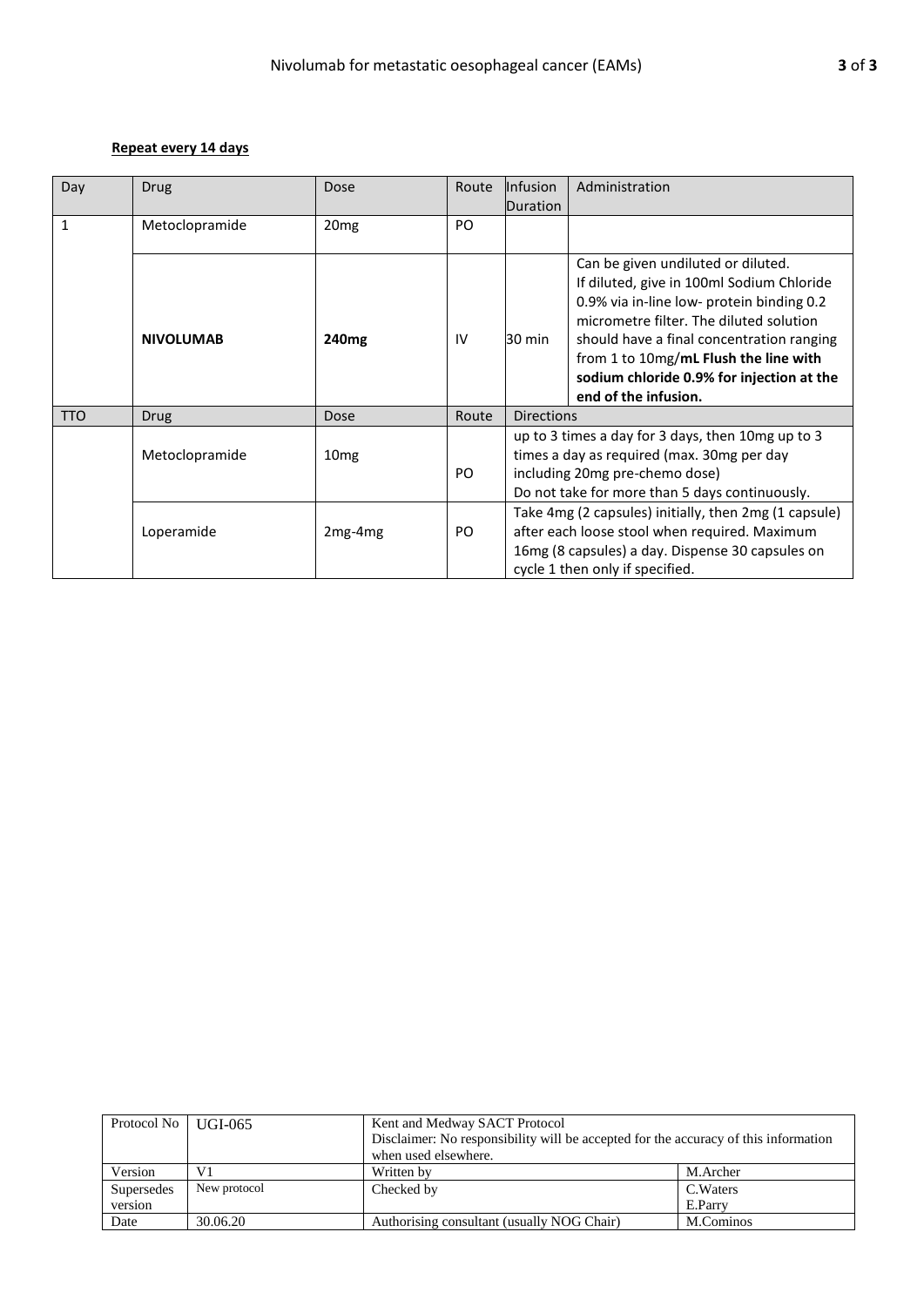**Repeat every 14 days**

| Day | Drug | Dose | Route | Infusion Duration | Administration |
|---|---|---|---|---|---|
| 1 | Metoclopramide | 20mg | PO | | |
| | **NIVOLUMAB** | **240mg** | IV | 30 min | Can be given undiluted or diluted. If diluted, give in 100ml Sodium Chloride 0.9% via in-line low- protein binding 0.2 micrometre filter. The diluted solution should have a final concentration ranging from 1 to 10mg/**mL Flush the line with sodium chloride 0.9% for injection at the end of the infusion.** |
| TTO | Drug | Dose | Route | Directions | |
| | Metoclopramide | 10mg | PO | up to 3 times a day for 3 days, then 10mg up to 3 times a day as required (max. 30mg per day including 20mg pre-chemo dose) Do not take for more than 5 days continuously. | |
| | Loperamide | 2mg-4mg | PO | Take 4mg (2 capsules) initially, then 2mg (1 capsule) after each loose stool when required. Maximum 16mg (8 capsules) a day. Dispense 30 capsules on cycle 1 then only if specified. | |

| Protocol No | UGI-065 | Kent and Medway SACT Protocol Disclaimer: No responsibility will be accepted for the accuracy of this information when used elsewhere. | |
|---|---|---|---|
| Version | V1 | Written by | M.Archer |
| Supersedes version | New protocol | Checked by | C.Waters E.Parry |
| Date | 30.06.20 | Authorising consultant (usually NOG Chair) | M.Cominos |